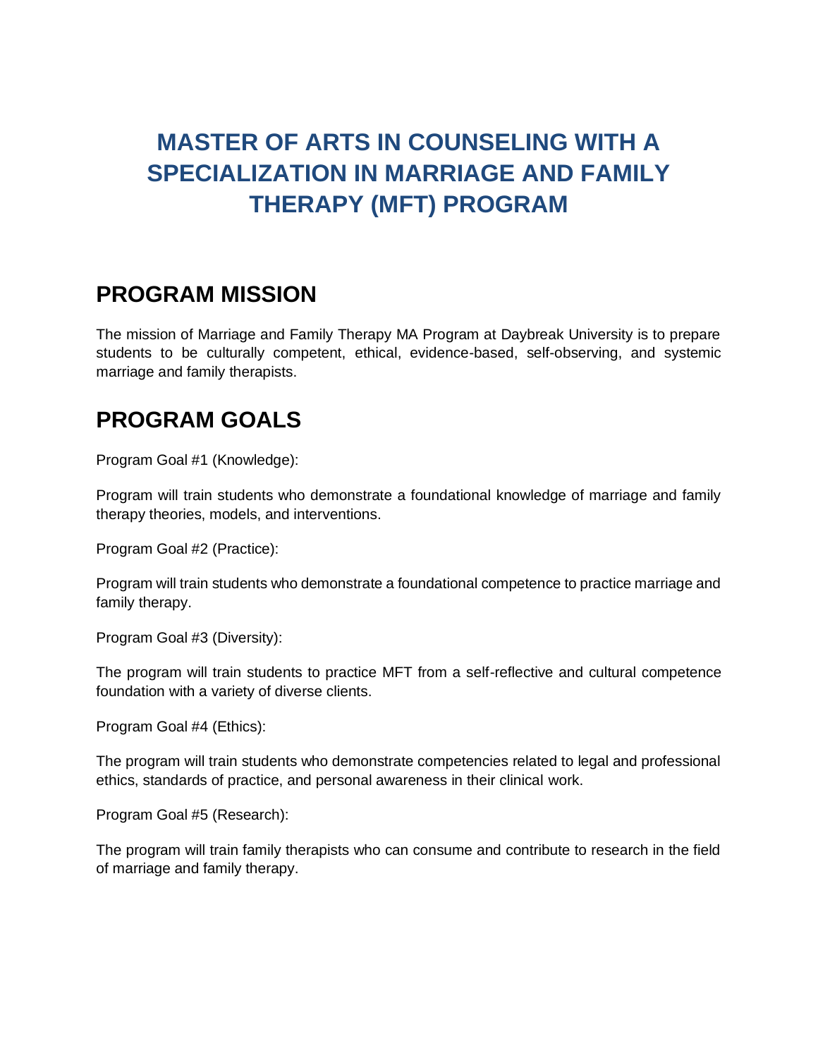# MASTER OF ARTS IN COUNSELING WITH A SPECIALIZATION IN MARRIAGE AND FAMILY THERAPY (MFT) PROGRAM

## PROGRAM MISSION

The mission of Marriage and Family Therapy MA Program at Daybreak University is to prepare students to be culturally competent, ethical, evidence-based, self-observing, and systemic marriage and family therapists.

## PROGRAM GOALS

Program Goal #1 (Knowledge):

Program will train students who demonstrate a foundational knowledge of marriage and family therapy theories, models, and interventions.

Program Goal #2 (Practice):

Program will train students who demonstrate a foundational competence to practice marriage and family therapy.

Program Goal #3 (Diversity):

The program will train students to practice MFT from a self-reflective and cultural competence foundation with a variety of diverse clients.

Program Goal #4 (Ethics):

The program will train students who demonstrate competencies related to legal and professional ethics, standards of practice, and personal awareness in their clinical work.

Program Goal #5 (Research):

The program will train family therapists who can consume and contribute to research in the field of marriage and family therapy.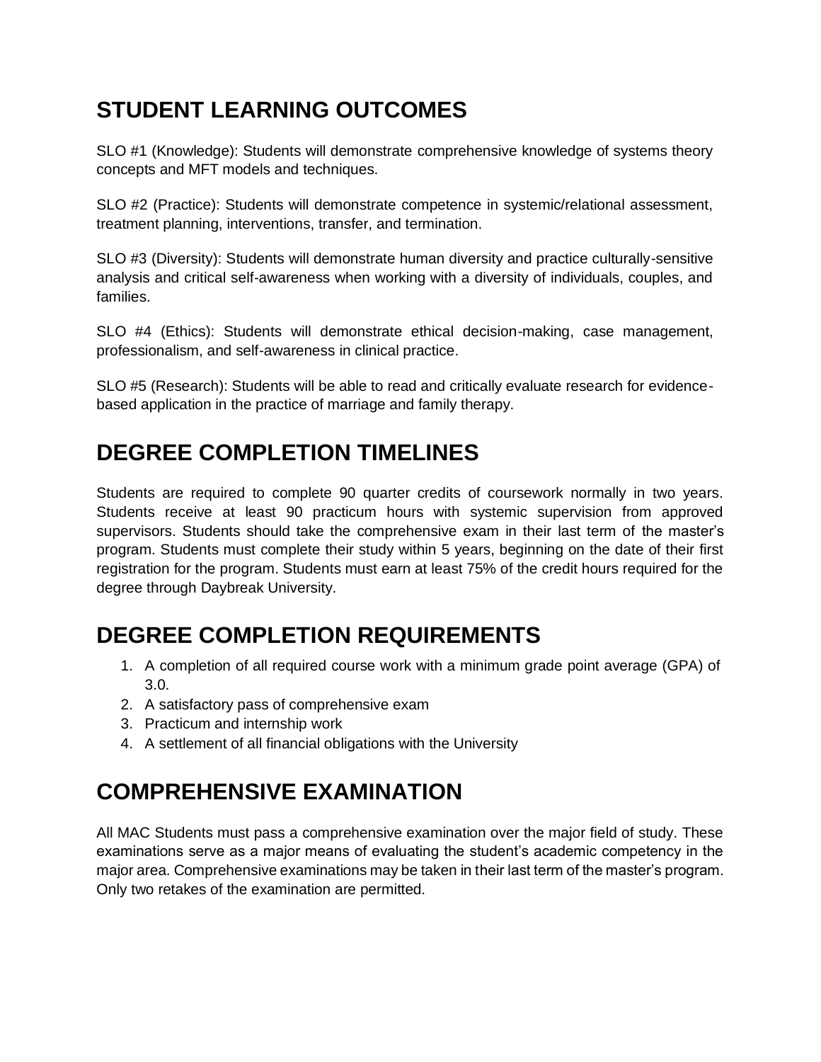## STUDENT LEARNING OUTCOMES

SLO #1 (Knowledge): Students will demonstrate comprehensive knowledge of systems theory concepts and MFT models and techniques.

SLO #2 (Practice): Students will demonstrate competence in systemic/relational assessment, treatment planning, interventions, transfer, and termination.

SLO #3 (Diversity): Students will demonstrate human diversity and practice culturally-sensitive analysis and critical self-awareness when working with a diversity of individuals, couples, and families.

SLO #4 (Ethics): Students will demonstrate ethical decision-making, case management, professionalism, and self-awareness in clinical practice.

SLO #5 (Research): Students will be able to read and critically evaluate research for evidence-based application in the practice of marriage and family therapy.

## DEGREE COMPLETION TIMELINES

Students are required to complete 90 quarter credits of coursework normally in two years. Students receive at least 90 practicum hours with systemic supervision from approved supervisors. Students should take the comprehensive exam in their last term of the master's program. Students must complete their study within 5 years, beginning on the date of their first registration for the program. Students must earn at least 75% of the credit hours required for the degree through Daybreak University.

## DEGREE COMPLETION REQUIREMENTS

1. A completion of all required course work with a minimum grade point average (GPA) of 3.0.
2. A satisfactory pass of comprehensive exam
3. Practicum and internship work
4. A settlement of all financial obligations with the University

## COMPREHENSIVE EXAMINATION

All MAC Students must pass a comprehensive examination over the major field of study. These examinations serve as a major means of evaluating the student's academic competency in the major area. Comprehensive examinations may be taken in their last term of the master's program. Only two retakes of the examination are permitted.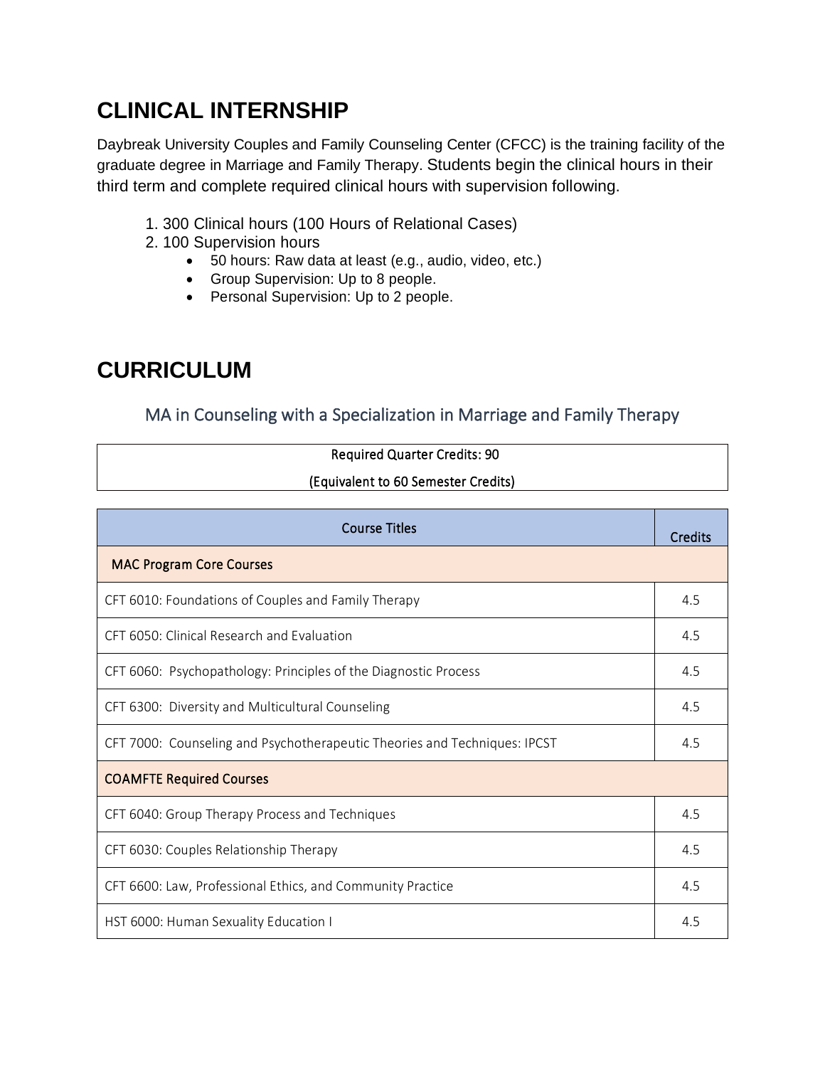# CLINICAL INTERNSHIP

Daybreak University Couples and Family Counseling Center (CFCC) is the training facility of the graduate degree in Marriage and Family Therapy. Students begin the clinical hours in their third term and complete required clinical hours with supervision following.

1. 300 Clinical hours (100 Hours of Relational Cases)
2. 100 Supervision hours
    - 50 hours: Raw data at least (e.g., audio, video, etc.)
    - Group Supervision: Up to 8 people.
    - Personal Supervision: Up to 2 people.

# CURRICULUM

## MA in Counseling with a Specialization in Marriage and Family Therapy

| Required Quarter Credits: 90 |
|---|
| (Equivalent to 60 Semester Credits) |

| Course Titles | Credits |
|---|---|
| **MAC Program Core Courses** | |
| CFT 6010: Foundations of Couples and Family Therapy | 4.5 |
| CFT 6050: Clinical Research and Evaluation | 4.5 |
| CFT 6060: Psychopathology: Principles of the Diagnostic Process | 4.5 |
| CFT 6300: Diversity and Multicultural Counseling | 4.5 |
| CFT 7000: Counseling and Psychotherapeutic Theories and Techniques: IPCST | 4.5 |
| **COAMFTE Required Courses** | |
| CFT 6040: Group Therapy Process and Techniques | 4.5 |
| CFT 6030: Couples Relationship Therapy | 4.5 |
| CFT 6600: Law, Professional Ethics, and Community Practice | 4.5 |
| HST 6000: Human Sexuality Education I | 4.5 |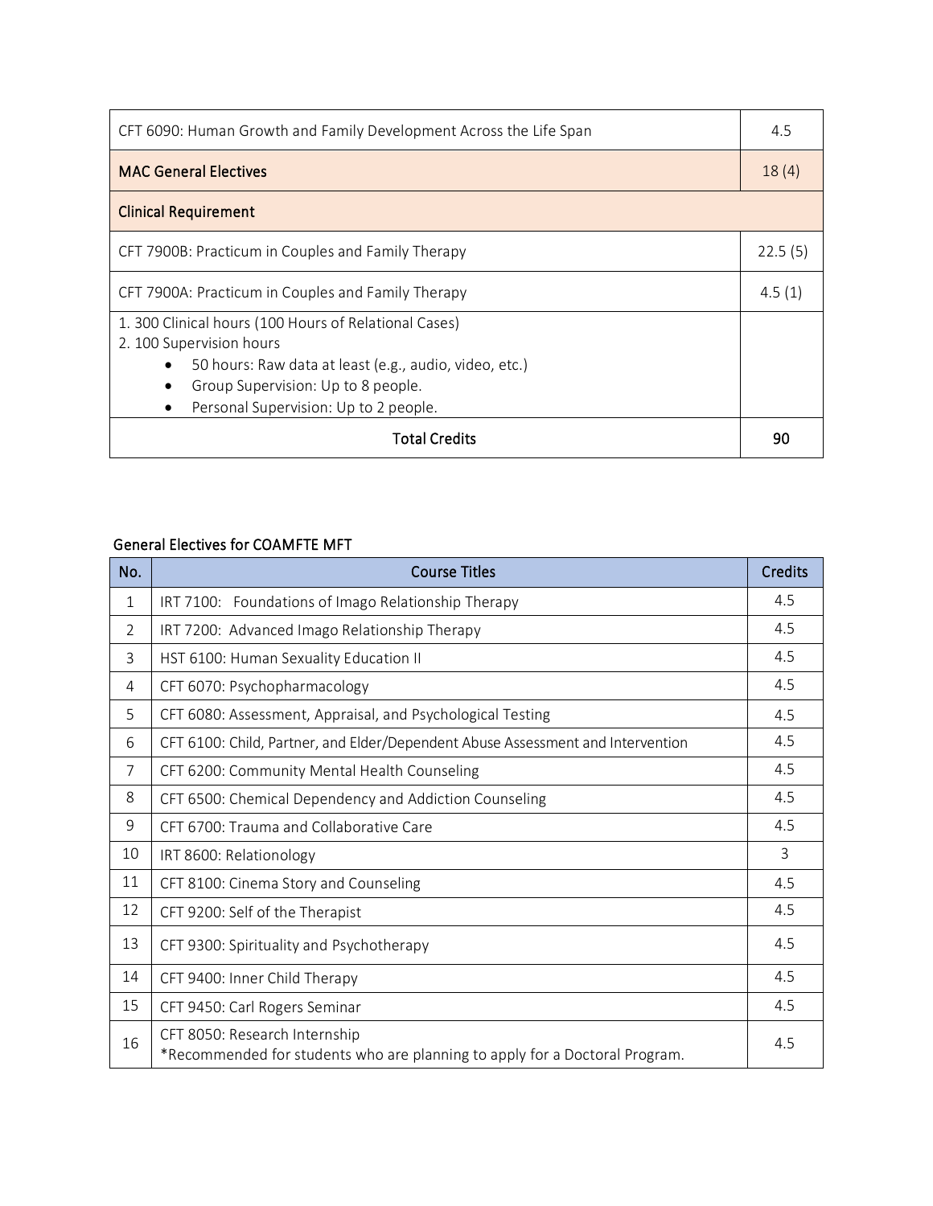| | |
|---|---|
| CFT 6090: Human Growth and Family Development Across the Life Span | 4.5 |
| **MAC General Electives** | 18 (4) |
| **Clinical Requirement** | |
| CFT 7900B: Practicum in Couples and Family Therapy | 22.5 (5) |
| CFT 7900A: Practicum in Couples and Family Therapy | 4.5 (1) |
| 1. 300 Clinical hours (100 Hours of Relational Cases)<br>2. 100 Supervision hours<br>• 50 hours: Raw data at least (e.g., audio, video, etc.)<br>• Group Supervision: Up to 8 people.<br>• Personal Supervision: Up to 2 people. | |
| **Total Credits** | **90** |

**General Electives for COAMFTE MFT**

| No. | Course Titles | Credits |
|---|---|---|
| 1 | IRT 7100: Foundations of Imago Relationship Therapy | 4.5 |
| 2 | IRT 7200: Advanced Imago Relationship Therapy | 4.5 |
| 3 | HST 6100: Human Sexuality Education II | 4.5 |
| 4 | CFT 6070: Psychopharmacology | 4.5 |
| 5 | CFT 6080: Assessment, Appraisal, and Psychological Testing | 4.5 |
| 6 | CFT 6100: Child, Partner, and Elder/Dependent Abuse Assessment and Intervention | 4.5 |
| 7 | CFT 6200: Community Mental Health Counseling | 4.5 |
| 8 | CFT 6500: Chemical Dependency and Addiction Counseling | 4.5 |
| 9 | CFT 6700: Trauma and Collaborative Care | 4.5 |
| 10 | IRT 8600: Relationology | 3 |
| 11 | CFT 8100: Cinema Story and Counseling | 4.5 |
| 12 | CFT 9200: Self of the Therapist | 4.5 |
| 13 | CFT 9300: Spirituality and Psychotherapy | 4.5 |
| 14 | CFT 9400: Inner Child Therapy | 4.5 |
| 15 | CFT 9450: Carl Rogers Seminar | 4.5 |
| 16 | CFT 8050: Research Internship<br>*Recommended for students who are planning to apply for a Doctoral Program. | 4.5 |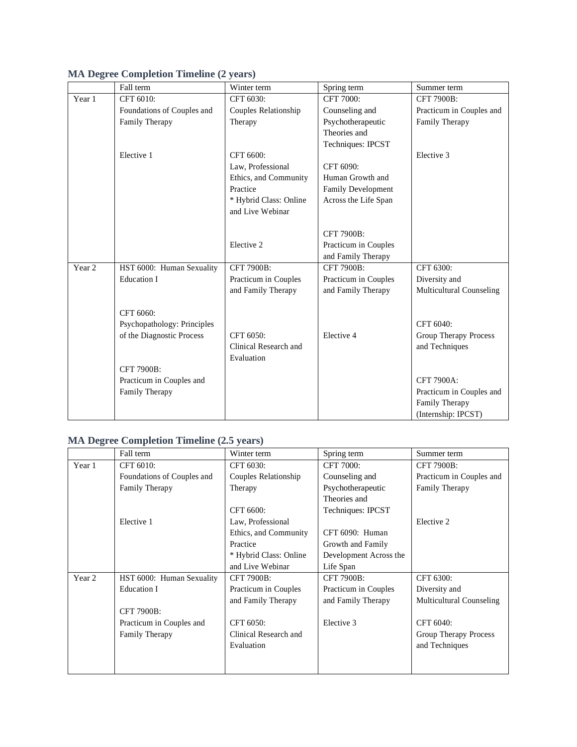### MA Degree Completion Timeline (2 years)

| | Fall term | Winter term | Spring term | Summer term |
|---|---|---|---|---|
| Year 1 | CFT 6010: Foundations of Couples and Family Therapy<br><br>Elective 1 | CFT 6030: Couples Relationship Therapy<br><br>CFT 6600: Law, Professional Ethics, and Community Practice * Hybrid Class: Online and Live Webinar<br><br>Elective 2 | CFT 7000: Counseling and Psychotherapeutic Theories and Techniques: IPCST<br><br>CFT 6090: Human Growth and Family Development Across the Life Span<br><br>CFT 7900B: Practicum in Couples and Family Therapy | CFT 7900B: Practicum in Couples and Family Therapy<br><br>Elective 3 |
| Year 2 | HST 6000: Human Sexuality Education I<br><br>CFT 6060: Psychopathology: Principles of the Diagnostic Process<br><br>CFT 7900B: Practicum in Couples and Family Therapy | CFT 7900B: Practicum in Couples and Family Therapy<br><br>CFT 6050: Clinical Research and Evaluation | CFT 7900B: Practicum in Couples and Family Therapy<br><br>Elective 4 | CFT 6300: Diversity and Multicultural Counseling<br><br>CFT 6040: Group Therapy Process and Techniques<br><br>CFT 7900A: Practicum in Couples and Family Therapy (Internship: IPCST) |

### MA Degree Completion Timeline (2.5 years)

| | Fall term | Winter term | Spring term | Summer term |
|---|---|---|---|---|
| Year 1 | CFT 6010: Foundations of Couples and Family Therapy<br><br>Elective 1 | CFT 6030: Couples Relationship Therapy<br><br>CFT 6600: Law, Professional Ethics, and Community Practice * Hybrid Class: Online and Live Webinar | CFT 7000: Counseling and Psychotherapeutic Theories and Techniques: IPCST<br><br>CFT 6090: Human Growth and Family Development Across the Life Span | CFT 7900B: Practicum in Couples and Family Therapy<br><br>Elective 2 |
| Year 2 | HST 6000: Human Sexuality Education I<br><br>CFT 7900B: Practicum in Couples and Family Therapy | CFT 7900B: Practicum in Couples and Family Therapy<br><br>CFT 6050: Clinical Research and Evaluation | CFT 7900B: Practicum in Couples and Family Therapy<br><br>Elective 3 | CFT 6300: Diversity and Multicultural Counseling<br><br>CFT 6040: Group Therapy Process and Techniques |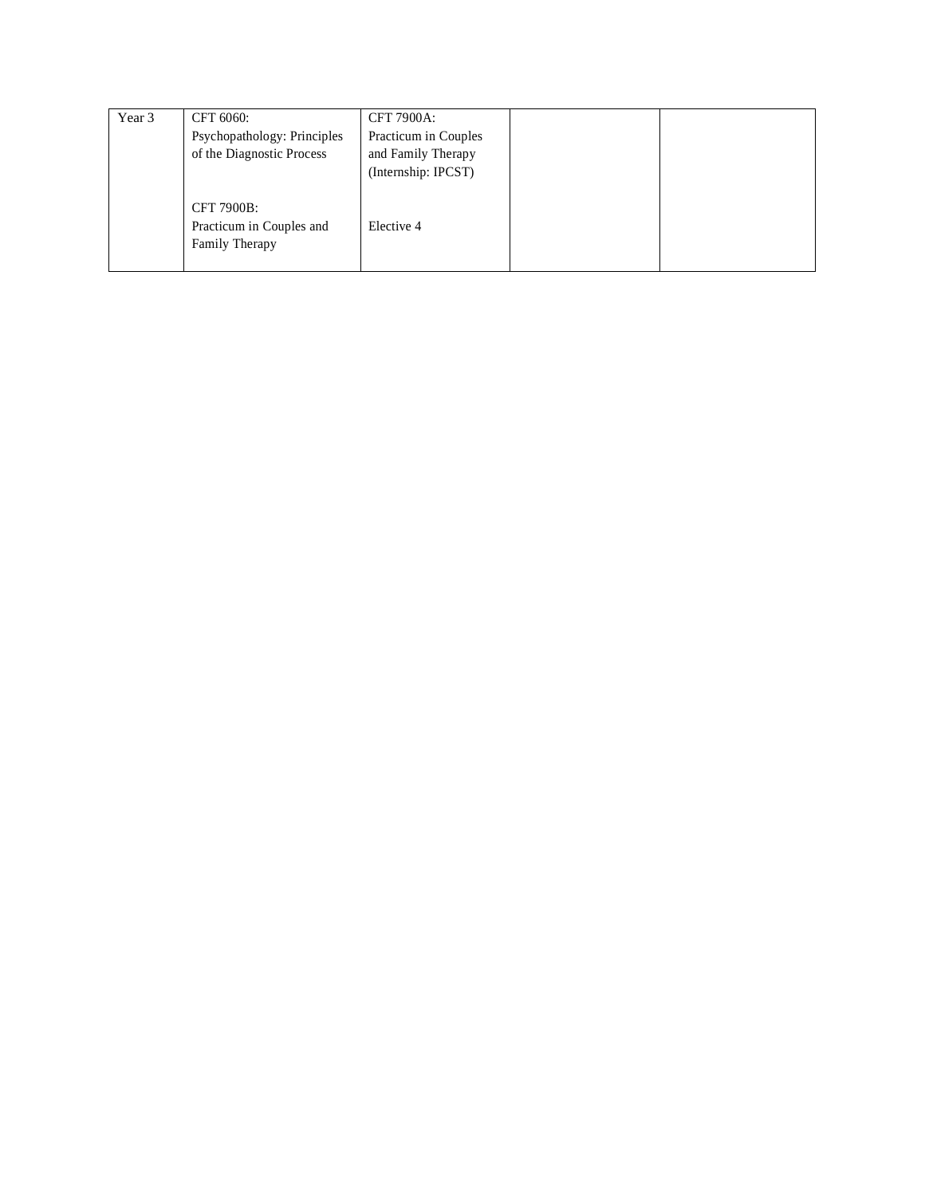| | | | | |
|---|---|---|---|---|
| Year 3 | CFT 6060: Psychopathology: Principles of the Diagnostic Process<br><br>CFT 7900B: Practicum in Couples and Family Therapy | CFT 7900A: Practicum in Couples and Family Therapy (Internship: IPCST)<br><br>Elective 4 | | |